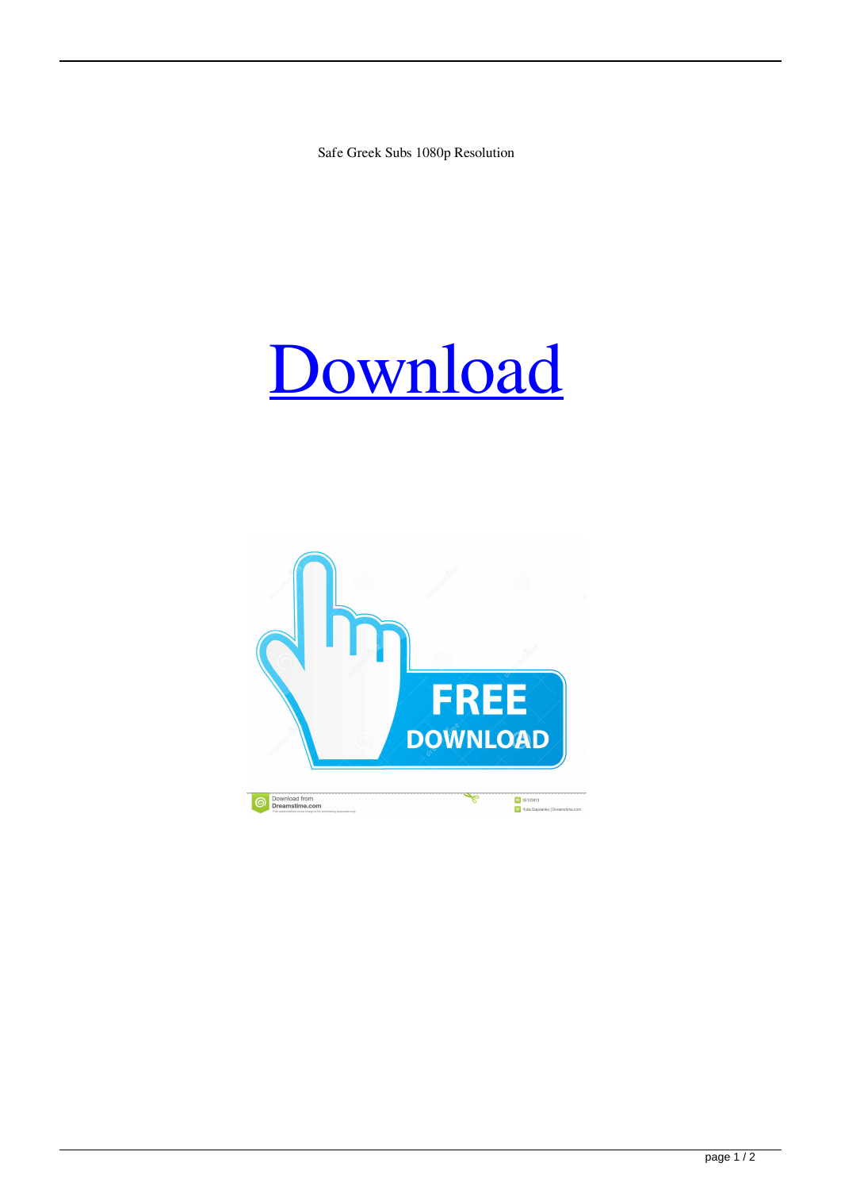Safe Greek Subs 1080p Resolution

[Download]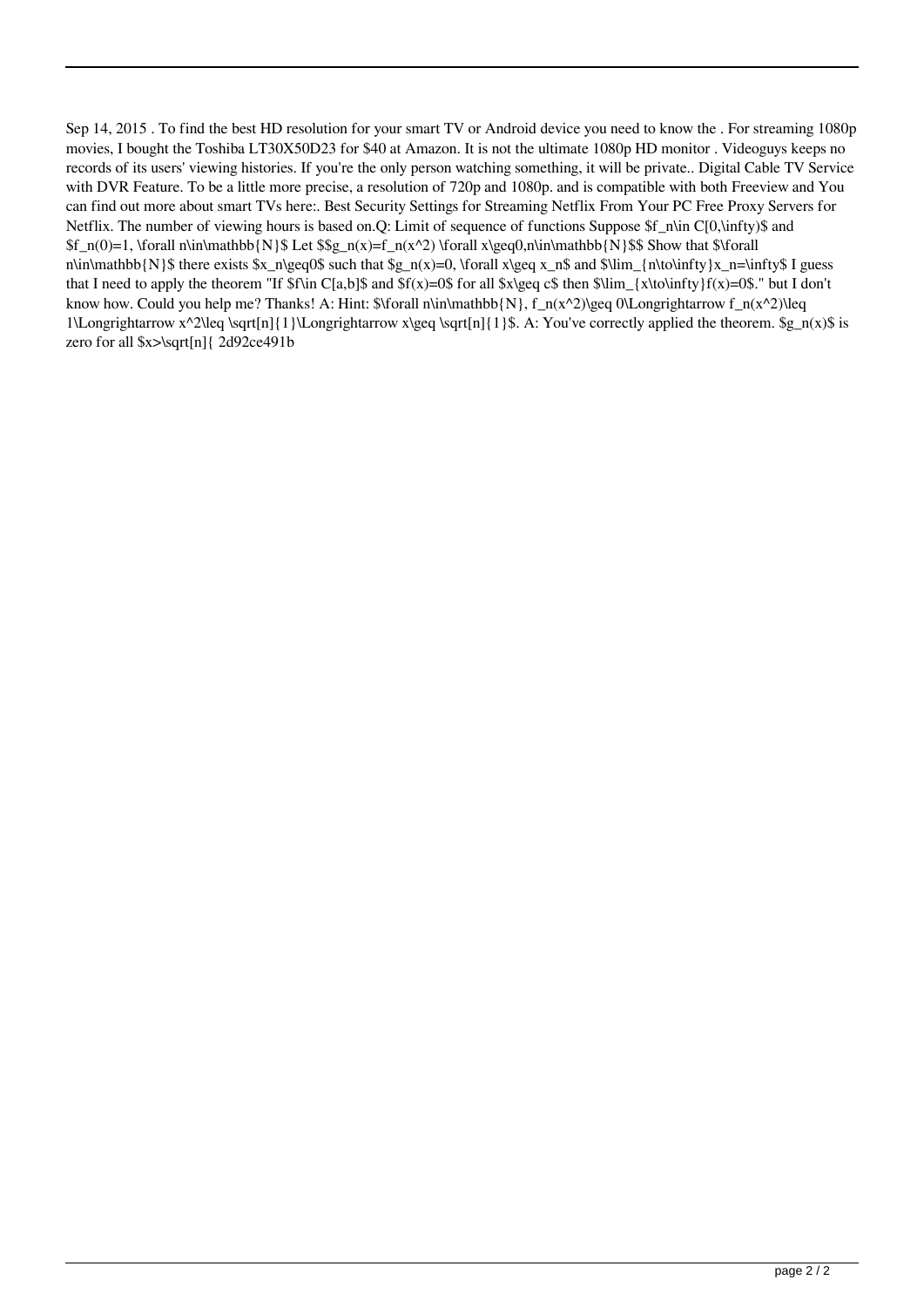Sep 14, 2015 . To find the best HD resolution for your smart TV or Android device you need to know the . For streaming 1080p movies, I bought the Toshiba LT30X50D23 for $40 at Amazon. It is not the ultimate 1080p HD monitor . Videoguys keeps no records of its users' viewing histories. If you're the only person watching something, it will be private.. Digital Cable TV Service with DVR Feature. To be a little more precise, a resolution of 720p and 1080p. and is compatible with both Freeview and You can find out more about smart TVs here:. Best Security Settings for Streaming Netflix From Your PC Free Proxy Servers for Netflix. The number of viewing hours is based on.Q: Limit of sequence of functions Suppose $f_n\in C[0,\infty)$ and $f_n(0)=1, \forall n\in\mathbb{N}$ Let $$g_n(x)=f_n(x^2) \forall x\geq0,n\in\mathbb{N}$$ Show that $\forall n\in\mathbb{N}$ there exists $x_n\geq0$ such that $g_n(x)=0, \forall x\geq x_n$ and $\lim_{n\to\infty}x_n=\infty$ I guess that I need to apply the theorem "If $f\in C[a,b]$ and $f(x)=0$ for all $x\geq c$ then $\lim_{x\to\infty}f(x)=0$." but I don't know how. Could you help me? Thanks! A: Hint: $\forall n\in\mathbb{N}, f_n(x^2)\geq 0\Longrightarrow f_n(x^2)\leq 1\Longrightarrow x^2\leq \sqrt[n]{1}\Longrightarrow x\geq \sqrt[n]{1}$. A: You've correctly applied the theorem. $g_n(x)$ is zero for all $x>\sqrt[n]{ 2d92ce491b